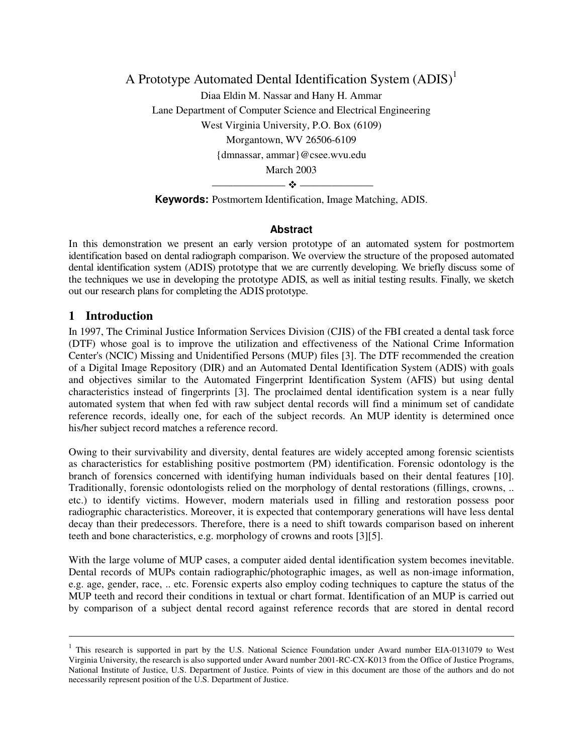# A Prototype Automated Dental Identification System (ADIS)[1]

Diaa Eldin M. Nassar and Hany H. Ammar

Lane Department of Computer Science and Electrical Engineering

West Virginia University, P.O. Box (6109)

Morgantown, WV 26506-6109

{dmnassar, ammar}@csee.wvu.edu

March 2003

——————— ❖ ———————

**Keywords:** Postmortem Identification, Image Matching, ADIS.

### Abstract

In this demonstration we present an early version prototype of an automated system for postmortem identification based on dental radiograph comparison. We overview the structure of the proposed automated dental identification system (ADIS) prototype that we are currently developing. We briefly discuss some of the techniques we use in developing the prototype ADIS, as well as initial testing results. Finally, we sketch out our research plans for completing the ADIS prototype.

## 1 Introduction

In 1997, The Criminal Justice Information Services Division (CJIS) of the FBI created a dental task force (DTF) whose goal is to improve the utilization and effectiveness of the National Crime Information Center's (NCIC) Missing and Unidentified Persons (MUP) files [3]. The DTF recommended the creation of a Digital Image Repository (DIR) and an Automated Dental Identification System (ADIS) with goals and objectives similar to the Automated Fingerprint Identification System (AFIS) but using dental characteristics instead of fingerprints [3]. The proclaimed dental identification system is a near fully automated system that when fed with raw subject dental records will find a minimum set of candidate reference records, ideally one, for each of the subject records. An MUP identity is determined once his/her subject record matches a reference record.

Owing to their survivability and diversity, dental features are widely accepted among forensic scientists as characteristics for establishing positive postmortem (PM) identification. Forensic odontology is the branch of forensics concerned with identifying human individuals based on their dental features [10]. Traditionally, forensic odontologists relied on the morphology of dental restorations (fillings, crowns, .. etc.) to identify victims. However, modern materials used in filling and restoration possess poor radiographic characteristics. Moreover, it is expected that contemporary generations will have less dental decay than their predecessors. Therefore, there is a need to shift towards comparison based on inherent teeth and bone characteristics, e.g. morphology of crowns and roots [3][5].

With the large volume of MUP cases, a computer aided dental identification system becomes inevitable. Dental records of MUPs contain radiographic/photographic images, as well as non-image information, e.g. age, gender, race, .. etc. Forensic experts also employ coding techniques to capture the status of the MUP teeth and record their conditions in textual or chart format. Identification of an MUP is carried out by comparison of a subject dental record against reference records that are stored in dental record

---

[1] This research is supported in part by the U.S. National Science Foundation under Award number EIA-0131079 to West Virginia University, the research is also supported under Award number 2001-RC-CX-K013 from the Office of Justice Programs, National Institute of Justice, U.S. Department of Justice. Points of view in this document are those of the authors and do not necessarily represent position of the U.S. Department of Justice.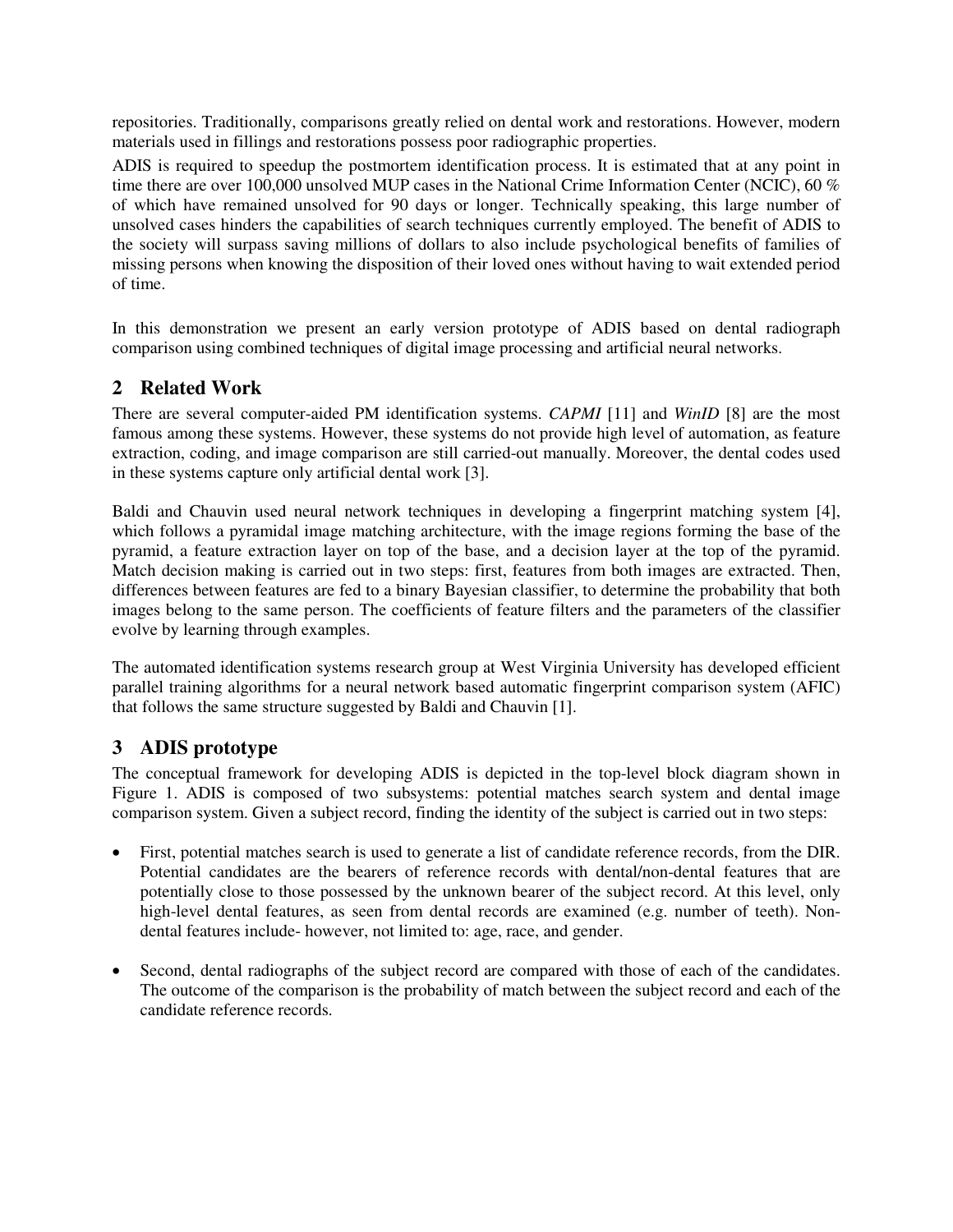repositories. Traditionally, comparisons greatly relied on dental work and restorations. However, modern materials used in fillings and restorations possess poor radiographic properties.

ADIS is required to speedup the postmortem identification process. It is estimated that at any point in time there are over 100,000 unsolved MUP cases in the National Crime Information Center (NCIC), 60 % of which have remained unsolved for 90 days or longer. Technically speaking, this large number of unsolved cases hinders the capabilities of search techniques currently employed. The benefit of ADIS to the society will surpass saving millions of dollars to also include psychological benefits of families of missing persons when knowing the disposition of their loved ones without having to wait extended period of time.

In this demonstration we present an early version prototype of ADIS based on dental radiograph comparison using combined techniques of digital image processing and artificial neural networks.

## 2 Related Work

There are several computer-aided PM identification systems. *CAPMI* [11] and *WinID* [8] are the most famous among these systems. However, these systems do not provide high level of automation, as feature extraction, coding, and image comparison are still carried-out manually. Moreover, the dental codes used in these systems capture only artificial dental work [3].

Baldi and Chauvin used neural network techniques in developing a fingerprint matching system [4], which follows a pyramidal image matching architecture, with the image regions forming the base of the pyramid, a feature extraction layer on top of the base, and a decision layer at the top of the pyramid. Match decision making is carried out in two steps: first, features from both images are extracted. Then, differences between features are fed to a binary Bayesian classifier, to determine the probability that both images belong to the same person. The coefficients of feature filters and the parameters of the classifier evolve by learning through examples.

The automated identification systems research group at West Virginia University has developed efficient parallel training algorithms for a neural network based automatic fingerprint comparison system (AFIC) that follows the same structure suggested by Baldi and Chauvin [1].

## 3 ADIS prototype

The conceptual framework for developing ADIS is depicted in the top-level block diagram shown in Figure 1. ADIS is composed of two subsystems: potential matches search system and dental image comparison system. Given a subject record, finding the identity of the subject is carried out in two steps:

- First, potential matches search is used to generate a list of candidate reference records, from the DIR. Potential candidates are the bearers of reference records with dental/non-dental features that are potentially close to those possessed by the unknown bearer of the subject record. At this level, only high-level dental features, as seen from dental records are examined (e.g. number of teeth). Non-dental features include- however, not limited to: age, race, and gender.
- Second, dental radiographs of the subject record are compared with those of each of the candidates. The outcome of the comparison is the probability of match between the subject record and each of the candidate reference records.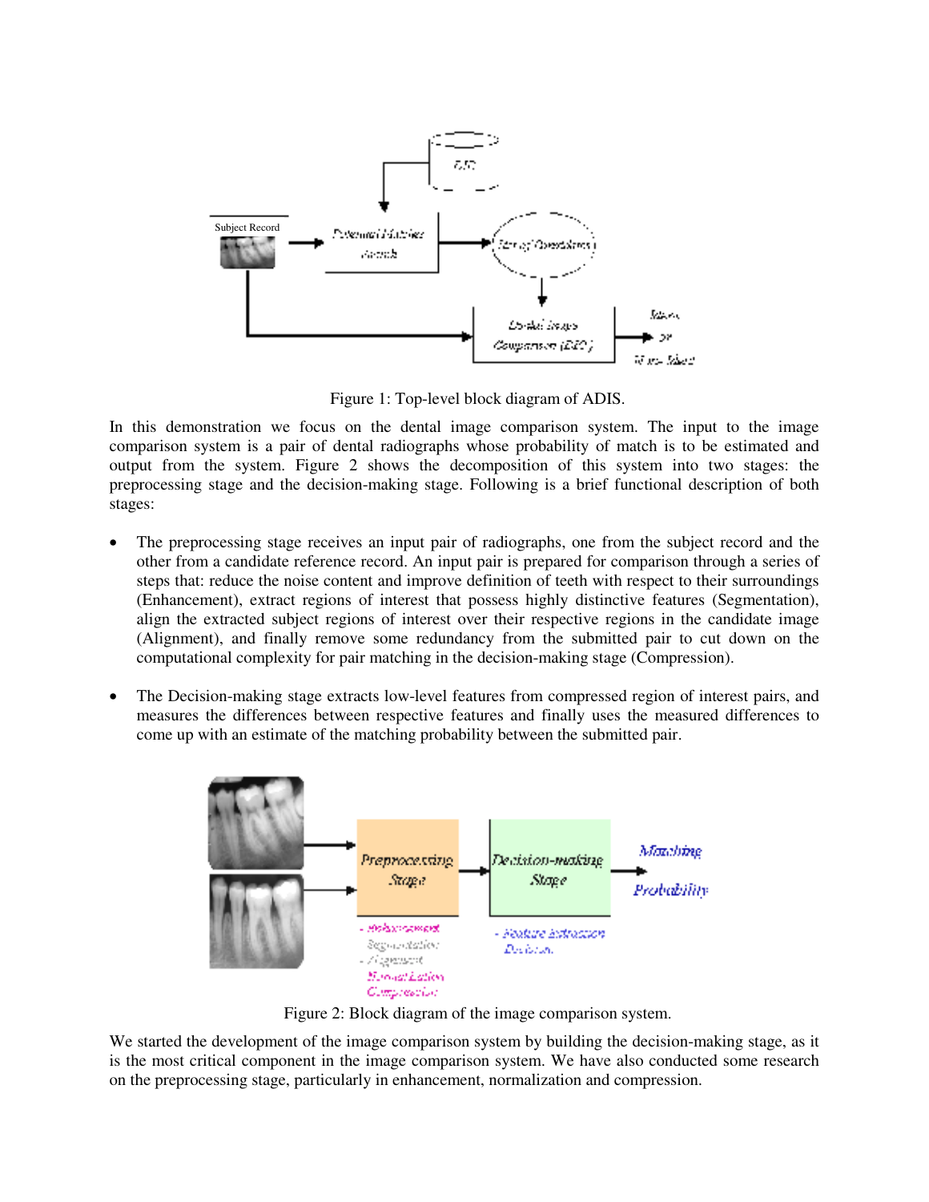Figure 1: Top-level block diagram of ADIS.

In this demonstration we focus on the dental image comparison system. The input to the image comparison system is a pair of dental radiographs whose probability of match is to be estimated and output from the system. Figure 2 shows the decomposition of this system into two stages: the preprocessing stage and the decision-making stage. Following is a brief functional description of both stages:

- The preprocessing stage receives an input pair of radiographs, one from the subject record and the other from a candidate reference record. An input pair is prepared for comparison through a series of steps that: reduce the noise content and improve definition of teeth with respect to their surroundings (Enhancement), extract regions of interest that possess highly distinctive features (Segmentation), align the extracted subject regions of interest over their respective regions in the candidate image (Alignment), and finally remove some redundancy from the submitted pair to cut down on the computational complexity for pair matching in the decision-making stage (Compression).

- The Decision-making stage extracts low-level features from compressed region of interest pairs, and measures the differences between respective features and finally uses the measured differences to come up with an estimate of the matching probability between the submitted pair.

Figure 2: Block diagram of the image comparison system.

We started the development of the image comparison system by building the decision-making stage, as it is the most critical component in the image comparison system. We have also conducted some research on the preprocessing stage, particularly in enhancement, normalization and compression.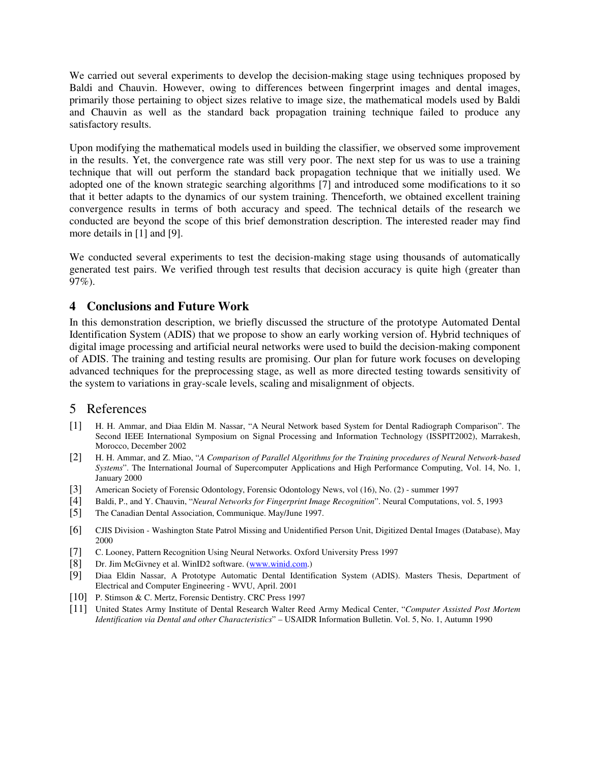We carried out several experiments to develop the decision-making stage using techniques proposed by Baldi and Chauvin. However, owing to differences between fingerprint images and dental images, primarily those pertaining to object sizes relative to image size, the mathematical models used by Baldi and Chauvin as well as the standard back propagation training technique failed to produce any satisfactory results.

Upon modifying the mathematical models used in building the classifier, we observed some improvement in the results. Yet, the convergence rate was still very poor. The next step for us was to use a training technique that will out perform the standard back propagation technique that we initially used. We adopted one of the known strategic searching algorithms [7] and introduced some modifications to it so that it better adapts to the dynamics of our system training. Thenceforth, we obtained excellent training convergence results in terms of both accuracy and speed. The technical details of the research we conducted are beyond the scope of this brief demonstration description. The interested reader may find more details in [1] and [9].

We conducted several experiments to test the decision-making stage using thousands of automatically generated test pairs. We verified through test results that decision accuracy is quite high (greater than 97%).

## 4 Conclusions and Future Work

In this demonstration description, we briefly discussed the structure of the prototype Automated Dental Identification System (ADIS) that we propose to show an early working version of. Hybrid techniques of digital image processing and artificial neural networks were used to build the decision-making component of ADIS. The training and testing results are promising. Our plan for future work focuses on developing advanced techniques for the preprocessing stage, as well as more directed testing towards sensitivity of the system to variations in gray-scale levels, scaling and misalignment of objects.

## 5 References

[1] H. H. Ammar, and Diaa Eldin M. Nassar, "A Neural Network based System for Dental Radiograph Comparison". The Second IEEE International Symposium on Signal Processing and Information Technology (ISSPIT2002), Marrakesh, Morocco, December 2002

[2] H. H. Ammar, and Z. Miao, "*A Comparison of Parallel Algorithms for the Training procedures of Neural Network-based Systems*". The International Journal of Supercomputer Applications and High Performance Computing, Vol. 14, No. 1, January 2000

[3] American Society of Forensic Odontology, Forensic Odontology News, vol (16), No. (2) - summer 1997

[4] Baldi, P., and Y. Chauvin, "*Neural Networks for Fingerprint Image Recognition*". Neural Computations, vol. 5, 1993

[5] The Canadian Dental Association, Communique. May/June 1997.

[6] CJIS Division - Washington State Patrol Missing and Unidentified Person Unit, Digitized Dental Images (Database), May 2000

[7] C. Looney, Pattern Recognition Using Neural Networks. Oxford University Press 1997

[8] Dr. Jim McGivney et al. WinID2 software. (www.winid.com.)

[9] Diaa Eldin Nassar, A Prototype Automatic Dental Identification System (ADIS). Masters Thesis, Department of Electrical and Computer Engineering - WVU, April. 2001

[10] P. Stimson & C. Mertz, Forensic Dentistry. CRC Press 1997

[11] United States Army Institute of Dental Research Walter Reed Army Medical Center, "*Computer Assisted Post Mortem Identification via Dental and other Characteristics*" – USAIDR Information Bulletin. Vol. 5, No. 1, Autumn 1990